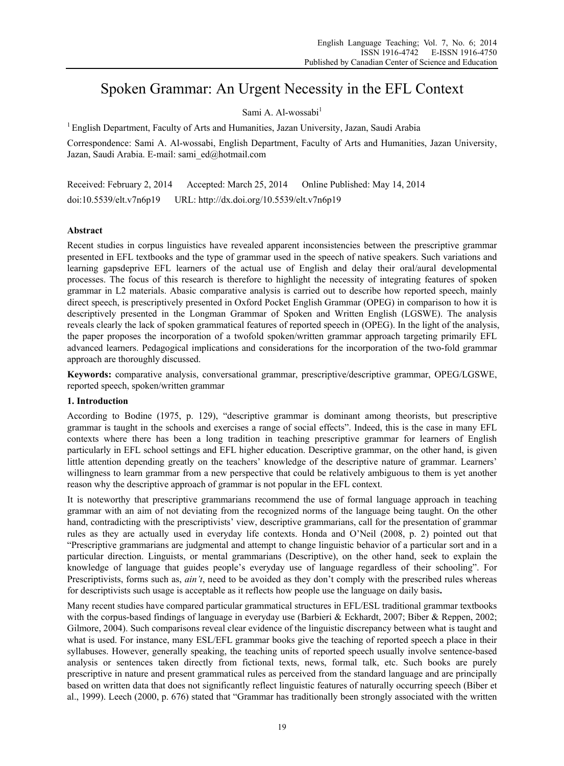# Spoken Grammar: An Urgent Necessity in the EFL Context

Sami A. Al-wossabi[1]

[1] English Department, Faculty of Arts and Humanities, Jazan University, Jazan, Saudi Arabia

Correspondence: Sami A. Al-wossabi, English Department, Faculty of Arts and Humanities, Jazan University, Jazan, Saudi Arabia. E-mail: sami_ed@hotmail.com

Received: February 2, 2014 Accepted: March 25, 2014 Online Published: May 14, 2014

doi:10.5539/elt.v7n6p19 URL: http://dx.doi.org/10.5539/elt.v7n6p19

## Abstract

Recent studies in corpus linguistics have revealed apparent inconsistencies between the prescriptive grammar presented in EFL textbooks and the type of grammar used in the speech of native speakers. Such variations and learning gapsdeprive EFL learners of the actual use of English and delay their oral/aural developmental processes. The focus of this research is therefore to highlight the necessity of integrating features of spoken grammar in L2 materials. Abasic comparative analysis is carried out to describe how reported speech, mainly direct speech, is prescriptively presented in Oxford Pocket English Grammar (OPEG) in comparison to how it is descriptively presented in the Longman Grammar of Spoken and Written English (LGSWE). The analysis reveals clearly the lack of spoken grammatical features of reported speech in (OPEG). In the light of the analysis, the paper proposes the incorporation of a twofold spoken/written grammar approach targeting primarily EFL advanced learners. Pedagogical implications and considerations for the incorporation of the two-fold grammar approach are thoroughly discussed.

**Keywords:** comparative analysis, conversational grammar, prescriptive/descriptive grammar, OPEG/LGSWE, reported speech, spoken/written grammar

## 1. Introduction

According to Bodine (1975, p. 129), "descriptive grammar is dominant among theorists, but prescriptive grammar is taught in the schools and exercises a range of social effects". Indeed, this is the case in many EFL contexts where there has been a long tradition in teaching prescriptive grammar for learners of English particularly in EFL school settings and EFL higher education. Descriptive grammar, on the other hand, is given little attention depending greatly on the teachers' knowledge of the descriptive nature of grammar. Learners' willingness to learn grammar from a new perspective that could be relatively ambiguous to them is yet another reason why the descriptive approach of grammar is not popular in the EFL context.

It is noteworthy that prescriptive grammarians recommend the use of formal language approach in teaching grammar with an aim of not deviating from the recognized norms of the language being taught. On the other hand, contradicting with the prescriptivists' view, descriptive grammarians, call for the presentation of grammar rules as they are actually used in everyday life contexts. Honda and O'Neil (2008, p. 2) pointed out that "Prescriptive grammarians are judgmental and attempt to change linguistic behavior of a particular sort and in a particular direction. Linguists, or mental grammarians (Descriptive), on the other hand, seek to explain the knowledge of language that guides people's everyday use of language regardless of their schooling". For Prescriptivists, forms such as, *ain't*, need to be avoided as they don't comply with the prescribed rules whereas for descriptivists such usage is acceptable as it reflects how people use the language on daily basis**.**

Many recent studies have compared particular grammatical structures in EFL/ESL traditional grammar textbooks with the corpus-based findings of language in everyday use (Barbieri & Eckhardt, 2007; Biber & Reppen, 2002; Gilmore, 2004). Such comparisons reveal clear evidence of the linguistic discrepancy between what is taught and what is used. For instance, many ESL/EFL grammar books give the teaching of reported speech a place in their syllabuses. However, generally speaking, the teaching units of reported speech usually involve sentence-based analysis or sentences taken directly from fictional texts, news, formal talk, etc. Such books are purely prescriptive in nature and present grammatical rules as perceived from the standard language and are principally based on written data that does not significantly reflect linguistic features of naturally occurring speech (Biber et al., 1999). Leech (2000, p. 676) stated that "Grammar has traditionally been strongly associated with the written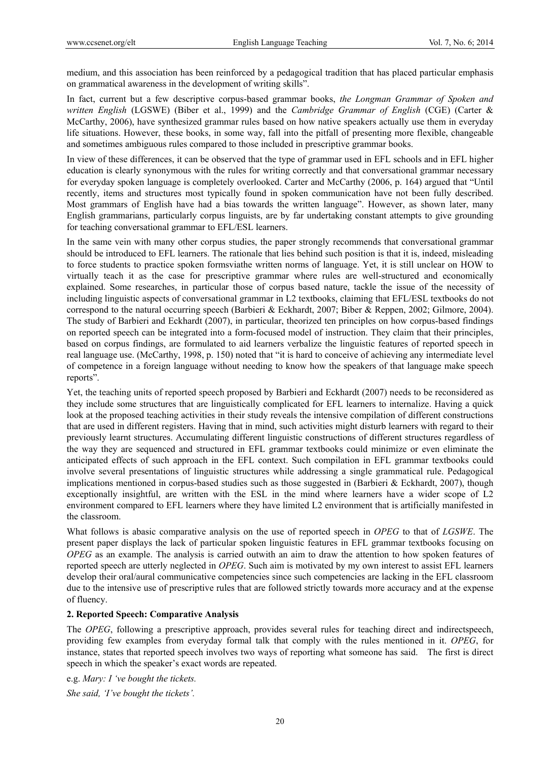medium, and this association has been reinforced by a pedagogical tradition that has placed particular emphasis on grammatical awareness in the development of writing skills".

In fact, current but a few descriptive corpus-based grammar books, *the Longman Grammar of Spoken and written English* (LGSWE) (Biber et al., 1999) and the *Cambridge Grammar of English* (CGE) (Carter & McCarthy, 2006), have synthesized grammar rules based on how native speakers actually use them in everyday life situations. However, these books, in some way, fall into the pitfall of presenting more flexible, changeable and sometimes ambiguous rules compared to those included in prescriptive grammar books.

In view of these differences, it can be observed that the type of grammar used in EFL schools and in EFL higher education is clearly synonymous with the rules for writing correctly and that conversational grammar necessary for everyday spoken language is completely overlooked. Carter and McCarthy (2006, p. 164) argued that "Until recently, items and structures most typically found in spoken communication have not been fully described. Most grammars of English have had a bias towards the written language". However, as shown later, many English grammarians, particularly corpus linguists, are by far undertaking constant attempts to give grounding for teaching conversational grammar to EFL/ESL learners.

In the same vein with many other corpus studies, the paper strongly recommends that conversational grammar should be introduced to EFL learners. The rationale that lies behind such position is that it is, indeed, misleading to force students to practice spoken formsviathe written norms of language. Yet, it is still unclear on HOW to virtually teach it as the case for prescriptive grammar where rules are well-structured and economically explained. Some researches, in particular those of corpus based nature, tackle the issue of the necessity of including linguistic aspects of conversational grammar in L2 textbooks, claiming that EFL/ESL textbooks do not correspond to the natural occurring speech (Barbieri & Eckhardt, 2007; Biber & Reppen, 2002; Gilmore, 2004). The study of Barbieri and Eckhardt (2007), in particular, theorized ten principles on how corpus-based findings on reported speech can be integrated into a form-focused model of instruction. They claim that their principles, based on corpus findings, are formulated to aid learners verbalize the linguistic features of reported speech in real language use. (McCarthy, 1998, p. 150) noted that "it is hard to conceive of achieving any intermediate level of competence in a foreign language without needing to know how the speakers of that language make speech reports".

Yet, the teaching units of reported speech proposed by Barbieri and Eckhardt (2007) needs to be reconsidered as they include some structures that are linguistically complicated for EFL learners to internalize. Having a quick look at the proposed teaching activities in their study reveals the intensive compilation of different constructions that are used in different registers. Having that in mind, such activities might disturb learners with regard to their previously learnt structures. Accumulating different linguistic constructions of different structures regardless of the way they are sequenced and structured in EFL grammar textbooks could minimize or even eliminate the anticipated effects of such approach in the EFL context. Such compilation in EFL grammar textbooks could involve several presentations of linguistic structures while addressing a single grammatical rule. Pedagogical implications mentioned in corpus-based studies such as those suggested in (Barbieri & Eckhardt, 2007), though exceptionally insightful, are written with the ESL in the mind where learners have a wider scope of L2 environment compared to EFL learners where they have limited L2 environment that is artificially manifested in the classroom.

What follows is abasic comparative analysis on the use of reported speech in *OPEG* to that of *LGSWE*. The present paper displays the lack of particular spoken linguistic features in EFL grammar textbooks focusing on *OPEG* as an example. The analysis is carried outwith an aim to draw the attention to how spoken features of reported speech are utterly neglected in *OPEG*. Such aim is motivated by my own interest to assist EFL learners develop their oral/aural communicative competencies since such competencies are lacking in the EFL classroom due to the intensive use of prescriptive rules that are followed strictly towards more accuracy and at the expense of fluency.

## 2. Reported Speech: Comparative Analysis

The *OPEG*, following a prescriptive approach, provides several rules for teaching direct and indirectspeech, providing few examples from everyday formal talk that comply with the rules mentioned in it. *OPEG*, for instance, states that reported speech involves two ways of reporting what someone has said. The first is direct speech in which the speaker's exact words are repeated.

e.g. *Mary: I 've bought the tickets.*

*She said, 'I've bought the tickets'.*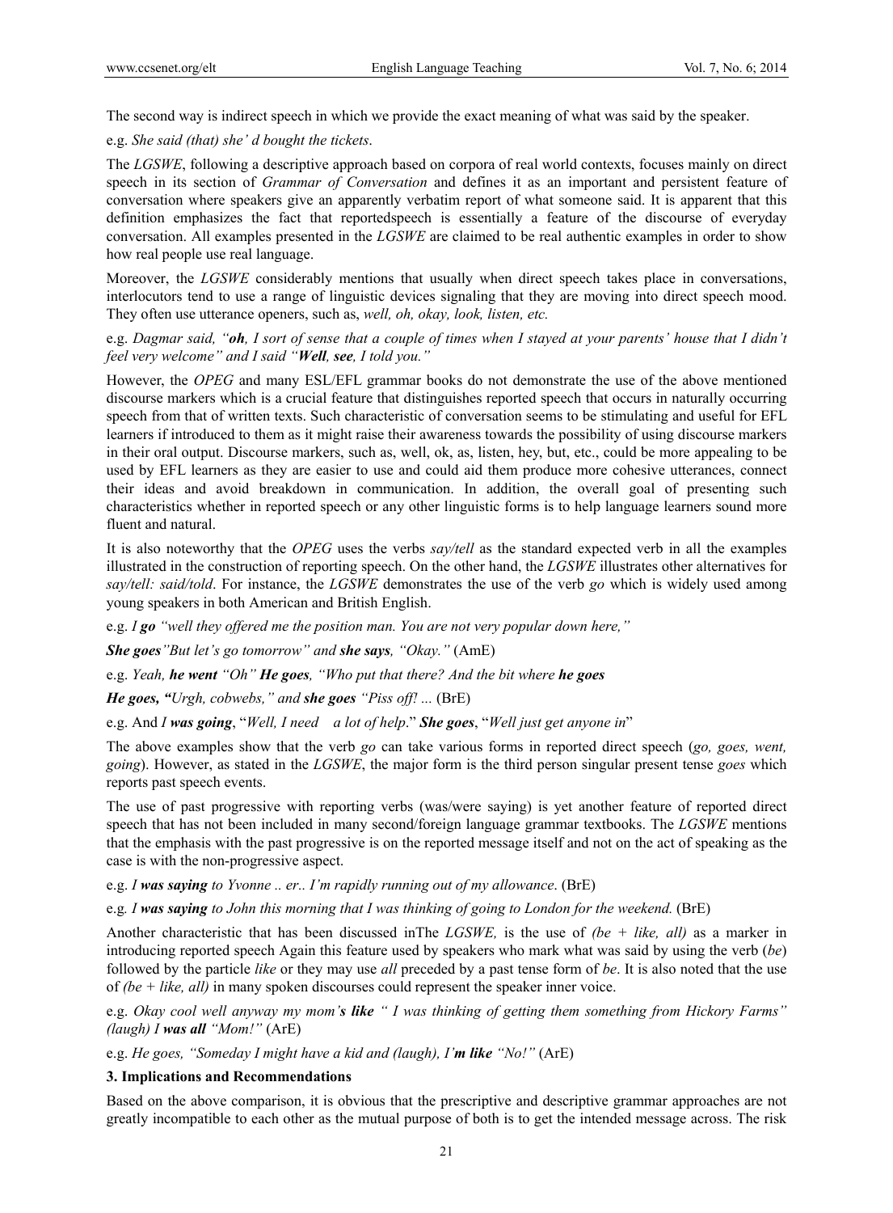The second way is indirect speech in which we provide the exact meaning of what was said by the speaker.

e.g. *She said (that) she' d bought the tickets*.

The *LGSWE*, following a descriptive approach based on corpora of real world contexts, focuses mainly on direct speech in its section of *Grammar of Conversation* and defines it as an important and persistent feature of conversation where speakers give an apparently verbatim report of what someone said. It is apparent that this definition emphasizes the fact that reportedspeech is essentially a feature of the discourse of everyday conversation. All examples presented in the *LGSWE* are claimed to be real authentic examples in order to show how real people use real language.

Moreover, the *LGSWE* considerably mentions that usually when direct speech takes place in conversations, interlocutors tend to use a range of linguistic devices signaling that they are moving into direct speech mood. They often use utterance openers, such as, *well, oh, okay, look, listen, etc.*

e.g. *Dagmar said, "**oh**, I sort of sense that a couple of times when I stayed at your parents' house that I didn't feel very welcome" and I said "**Well**, **see**, I told you."*

However, the *OPEG* and many ESL/EFL grammar books do not demonstrate the use of the above mentioned discourse markers which is a crucial feature that distinguishes reported speech that occurs in naturally occurring speech from that of written texts. Such characteristic of conversation seems to be stimulating and useful for EFL learners if introduced to them as it might raise their awareness towards the possibility of using discourse markers in their oral output. Discourse markers, such as, well, ok, as, listen, hey, but, etc., could be more appealing to be used by EFL learners as they are easier to use and could aid them produce more cohesive utterances, connect their ideas and avoid breakdown in communication. In addition, the overall goal of presenting such characteristics whether in reported speech or any other linguistic forms is to help language learners sound more fluent and natural.

It is also noteworthy that the *OPEG* uses the verbs *say/tell* as the standard expected verb in all the examples illustrated in the construction of reporting speech. On the other hand, the *LGSWE* illustrates other alternatives for *say/tell: said/told*. For instance, the *LGSWE* demonstrates the use of the verb *go* which is widely used among young speakers in both American and British English.

e.g. ***I go*** *"well they offered me the position man. You are not very popular down here,"*

***She goes****"But let's go tomorrow" and* ***she says****, "Okay."* (AmE)

e.g. *Yeah,* ***he went*** *"Oh"* ***He goes****, "Who put that there? And the bit where* ***he goes***

***He goes, "****Urgh, cobwebs," and* ***she goes*** *"Piss off! ...* (BrE)

e.g. And ***I was going***, "*Well, I need a lot of help*." ***She goes***, "*Well just get anyone in*"

The above examples show that the verb *go* can take various forms in reported direct speech (*go, goes, went, going*). However, as stated in the *LGSWE*, the major form is the third person singular present tense *goes* which reports past speech events.

The use of past progressive with reporting verbs (was/were saying) is yet another feature of reported direct speech that has not been included in many second/foreign language grammar textbooks. The *LGSWE* mentions that the emphasis with the past progressive is on the reported message itself and not on the act of speaking as the case is with the non-progressive aspect.

e.g. ***I was saying*** *to Yvonne .. er.. I'm rapidly running out of my allowance*. (BrE)

e.g. ***I was saying*** *to John this morning that I was thinking of going to London for the weekend.* (BrE)

Another characteristic that has been discussed inThe *LGSWE,* is the use of *(be + like, all)* as a marker in introducing reported speech Again this feature used by speakers who mark what was said by using the verb (*be*) followed by the particle *like* or they may use *all* preceded by a past tense form of *be*. It is also noted that the use of *(be + like, all)* in many spoken discourses could represent the speaker inner voice.

e.g. *Okay cool well anyway my mom'****s like*** *" I was thinking of getting them something from Hickory Farms" (laugh) I* ***was all*** *"Mom!"* (ArE)

e.g. *He goes, "Someday I might have a kid and (laugh), I'****m like*** *"No!"* (ArE)

### 3. Implications and Recommendations

Based on the above comparison, it is obvious that the prescriptive and descriptive grammar approaches are not greatly incompatible to each other as the mutual purpose of both is to get the intended message across. The risk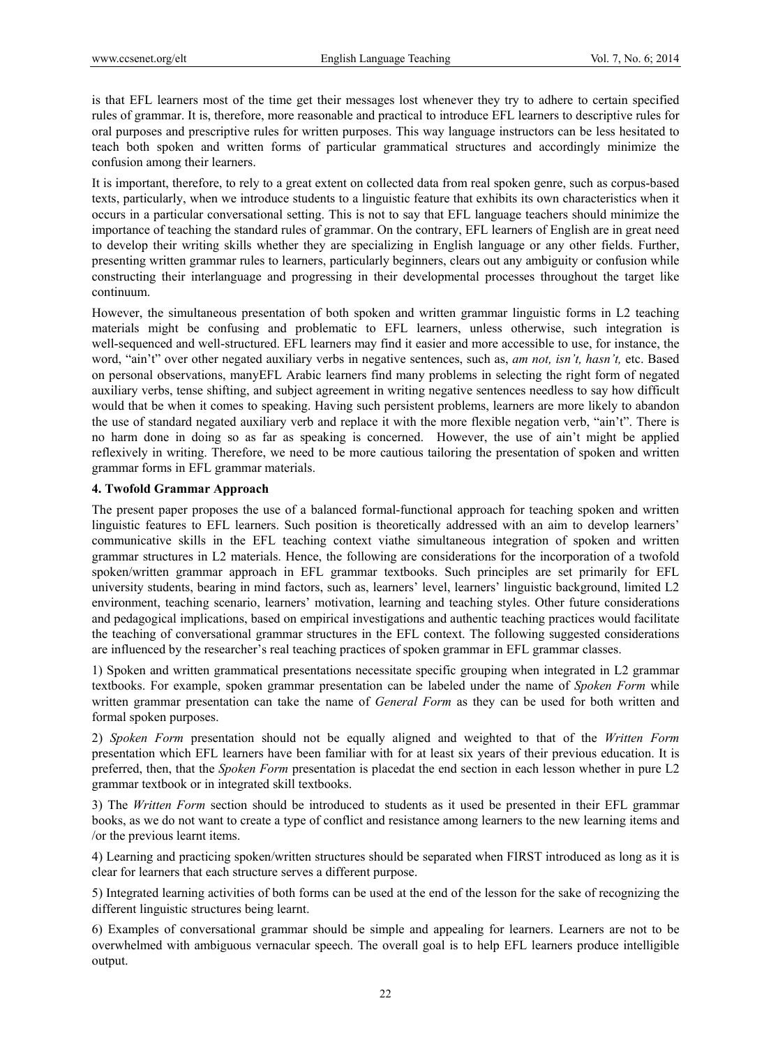is that EFL learners most of the time get their messages lost whenever they try to adhere to certain specified rules of grammar. It is, therefore, more reasonable and practical to introduce EFL learners to descriptive rules for oral purposes and prescriptive rules for written purposes. This way language instructors can be less hesitated to teach both spoken and written forms of particular grammatical structures and accordingly minimize the confusion among their learners.

It is important, therefore, to rely to a great extent on collected data from real spoken genre, such as corpus-based texts, particularly, when we introduce students to a linguistic feature that exhibits its own characteristics when it occurs in a particular conversational setting. This is not to say that EFL language teachers should minimize the importance of teaching the standard rules of grammar. On the contrary, EFL learners of English are in great need to develop their writing skills whether they are specializing in English language or any other fields. Further, presenting written grammar rules to learners, particularly beginners, clears out any ambiguity or confusion while constructing their interlanguage and progressing in their developmental processes throughout the target like continuum.

However, the simultaneous presentation of both spoken and written grammar linguistic forms in L2 teaching materials might be confusing and problematic to EFL learners, unless otherwise, such integration is well-sequenced and well-structured. EFL learners may find it easier and more accessible to use, for instance, the word, "ain't" over other negated auxiliary verbs in negative sentences, such as, *am not, isn't, hasn't,* etc. Based on personal observations, manyEFL Arabic learners find many problems in selecting the right form of negated auxiliary verbs, tense shifting, and subject agreement in writing negative sentences needless to say how difficult would that be when it comes to speaking. Having such persistent problems, learners are more likely to abandon the use of standard negated auxiliary verb and replace it with the more flexible negation verb, "ain't". There is no harm done in doing so as far as speaking is concerned. However, the use of ain't might be applied reflexively in writing. Therefore, we need to be more cautious tailoring the presentation of spoken and written grammar forms in EFL grammar materials.

## 4. Twofold Grammar Approach

The present paper proposes the use of a balanced formal-functional approach for teaching spoken and written linguistic features to EFL learners. Such position is theoretically addressed with an aim to develop learners' communicative skills in the EFL teaching context viathe simultaneous integration of spoken and written grammar structures in L2 materials. Hence, the following are considerations for the incorporation of a twofold spoken/written grammar approach in EFL grammar textbooks. Such principles are set primarily for EFL university students, bearing in mind factors, such as, learners' level, learners' linguistic background, limited L2 environment, teaching scenario, learners' motivation, learning and teaching styles. Other future considerations and pedagogical implications, based on empirical investigations and authentic teaching practices would facilitate the teaching of conversational grammar structures in the EFL context. The following suggested considerations are influenced by the researcher's real teaching practices of spoken grammar in EFL grammar classes.

1) Spoken and written grammatical presentations necessitate specific grouping when integrated in L2 grammar textbooks. For example, spoken grammar presentation can be labeled under the name of *Spoken Form* while written grammar presentation can take the name of *General Form* as they can be used for both written and formal spoken purposes.

2) *Spoken Form* presentation should not be equally aligned and weighted to that of the *Written Form* presentation which EFL learners have been familiar with for at least six years of their previous education. It is preferred, then, that the *Spoken Form* presentation is placedat the end section in each lesson whether in pure L2 grammar textbook or in integrated skill textbooks.

3) The *Written Form* section should be introduced to students as it used be presented in their EFL grammar books, as we do not want to create a type of conflict and resistance among learners to the new learning items and /or the previous learnt items.

4) Learning and practicing spoken/written structures should be separated when FIRST introduced as long as it is clear for learners that each structure serves a different purpose.

5) Integrated learning activities of both forms can be used at the end of the lesson for the sake of recognizing the different linguistic structures being learnt.

6) Examples of conversational grammar should be simple and appealing for learners. Learners are not to be overwhelmed with ambiguous vernacular speech. The overall goal is to help EFL learners produce intelligible output.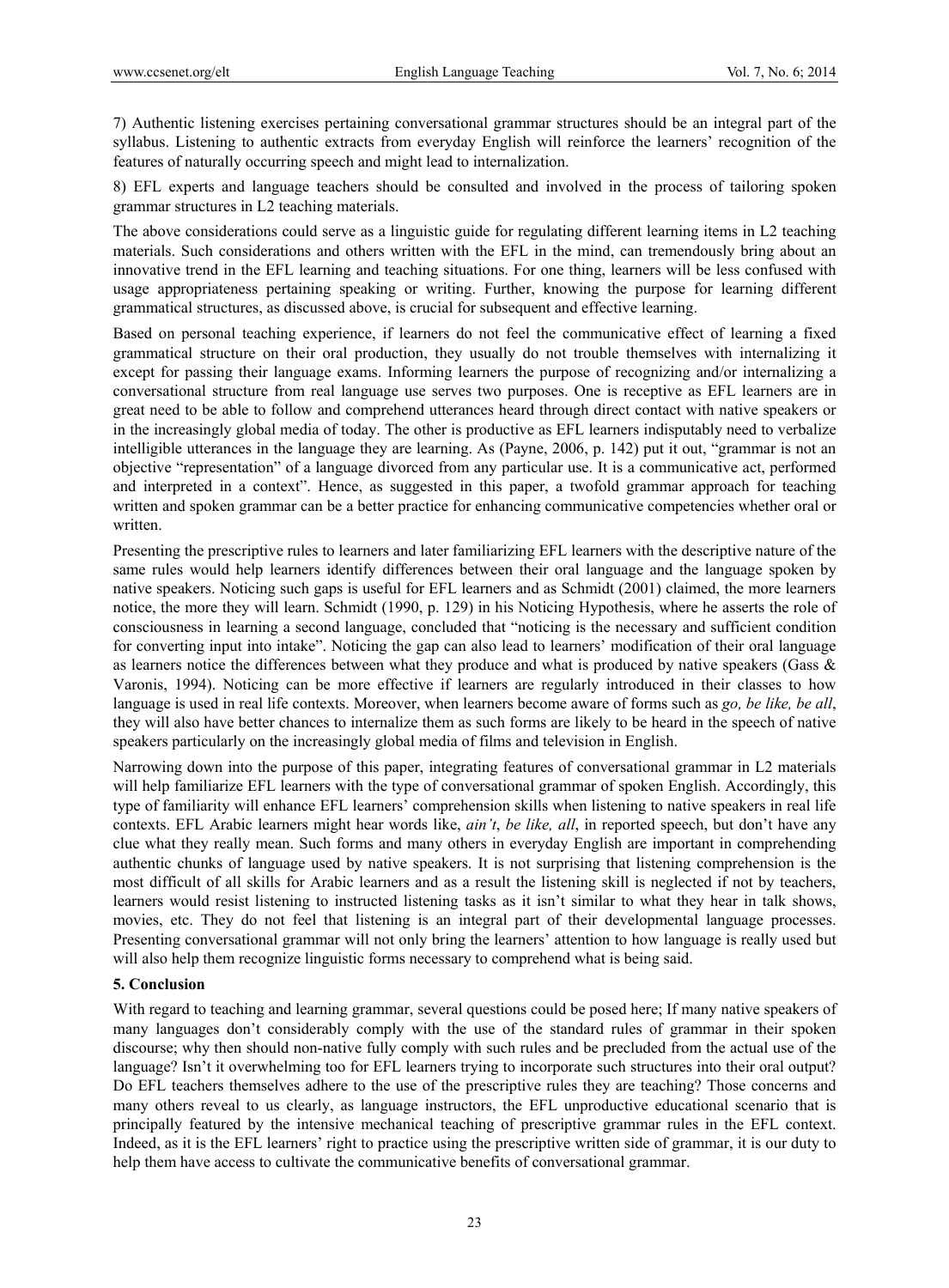7) Authentic listening exercises pertaining conversational grammar structures should be an integral part of the syllabus. Listening to authentic extracts from everyday English will reinforce the learners' recognition of the features of naturally occurring speech and might lead to internalization.

8) EFL experts and language teachers should be consulted and involved in the process of tailoring spoken grammar structures in L2 teaching materials.

The above considerations could serve as a linguistic guide for regulating different learning items in L2 teaching materials. Such considerations and others written with the EFL in the mind, can tremendously bring about an innovative trend in the EFL learning and teaching situations. For one thing, learners will be less confused with usage appropriateness pertaining speaking or writing. Further, knowing the purpose for learning different grammatical structures, as discussed above, is crucial for subsequent and effective learning.

Based on personal teaching experience, if learners do not feel the communicative effect of learning a fixed grammatical structure on their oral production, they usually do not trouble themselves with internalizing it except for passing their language exams. Informing learners the purpose of recognizing and/or internalizing a conversational structure from real language use serves two purposes. One is receptive as EFL learners are in great need to be able to follow and comprehend utterances heard through direct contact with native speakers or in the increasingly global media of today. The other is productive as EFL learners indisputably need to verbalize intelligible utterances in the language they are learning. As (Payne, 2006, p. 142) put it out, "grammar is not an objective "representation" of a language divorced from any particular use. It is a communicative act, performed and interpreted in a context". Hence, as suggested in this paper, a twofold grammar approach for teaching written and spoken grammar can be a better practice for enhancing communicative competencies whether oral or written.

Presenting the prescriptive rules to learners and later familiarizing EFL learners with the descriptive nature of the same rules would help learners identify differences between their oral language and the language spoken by native speakers. Noticing such gaps is useful for EFL learners and as Schmidt (2001) claimed, the more learners notice, the more they will learn. Schmidt (1990, p. 129) in his Noticing Hypothesis, where he asserts the role of consciousness in learning a second language, concluded that "noticing is the necessary and sufficient condition for converting input into intake". Noticing the gap can also lead to learners' modification of their oral language as learners notice the differences between what they produce and what is produced by native speakers (Gass & Varonis, 1994). Noticing can be more effective if learners are regularly introduced in their classes to how language is used in real life contexts. Moreover, when learners become aware of forms such as *go, be like, be all*, they will also have better chances to internalize them as such forms are likely to be heard in the speech of native speakers particularly on the increasingly global media of films and television in English.

Narrowing down into the purpose of this paper, integrating features of conversational grammar in L2 materials will help familiarize EFL learners with the type of conversational grammar of spoken English. Accordingly, this type of familiarity will enhance EFL learners' comprehension skills when listening to native speakers in real life contexts. EFL Arabic learners might hear words like, *ain't*, *be like, all*, in reported speech, but don't have any clue what they really mean. Such forms and many others in everyday English are important in comprehending authentic chunks of language used by native speakers. It is not surprising that listening comprehension is the most difficult of all skills for Arabic learners and as a result the listening skill is neglected if not by teachers, learners would resist listening to instructed listening tasks as it isn't similar to what they hear in talk shows, movies, etc. They do not feel that listening is an integral part of their developmental language processes. Presenting conversational grammar will not only bring the learners' attention to how language is really used but will also help them recognize linguistic forms necessary to comprehend what is being said.

## 5. Conclusion

With regard to teaching and learning grammar, several questions could be posed here; If many native speakers of many languages don't considerably comply with the use of the standard rules of grammar in their spoken discourse; why then should non-native fully comply with such rules and be precluded from the actual use of the language? Isn't it overwhelming too for EFL learners trying to incorporate such structures into their oral output? Do EFL teachers themselves adhere to the use of the prescriptive rules they are teaching? Those concerns and many others reveal to us clearly, as language instructors, the EFL unproductive educational scenario that is principally featured by the intensive mechanical teaching of prescriptive grammar rules in the EFL context. Indeed, as it is the EFL learners' right to practice using the prescriptive written side of grammar, it is our duty to help them have access to cultivate the communicative benefits of conversational grammar.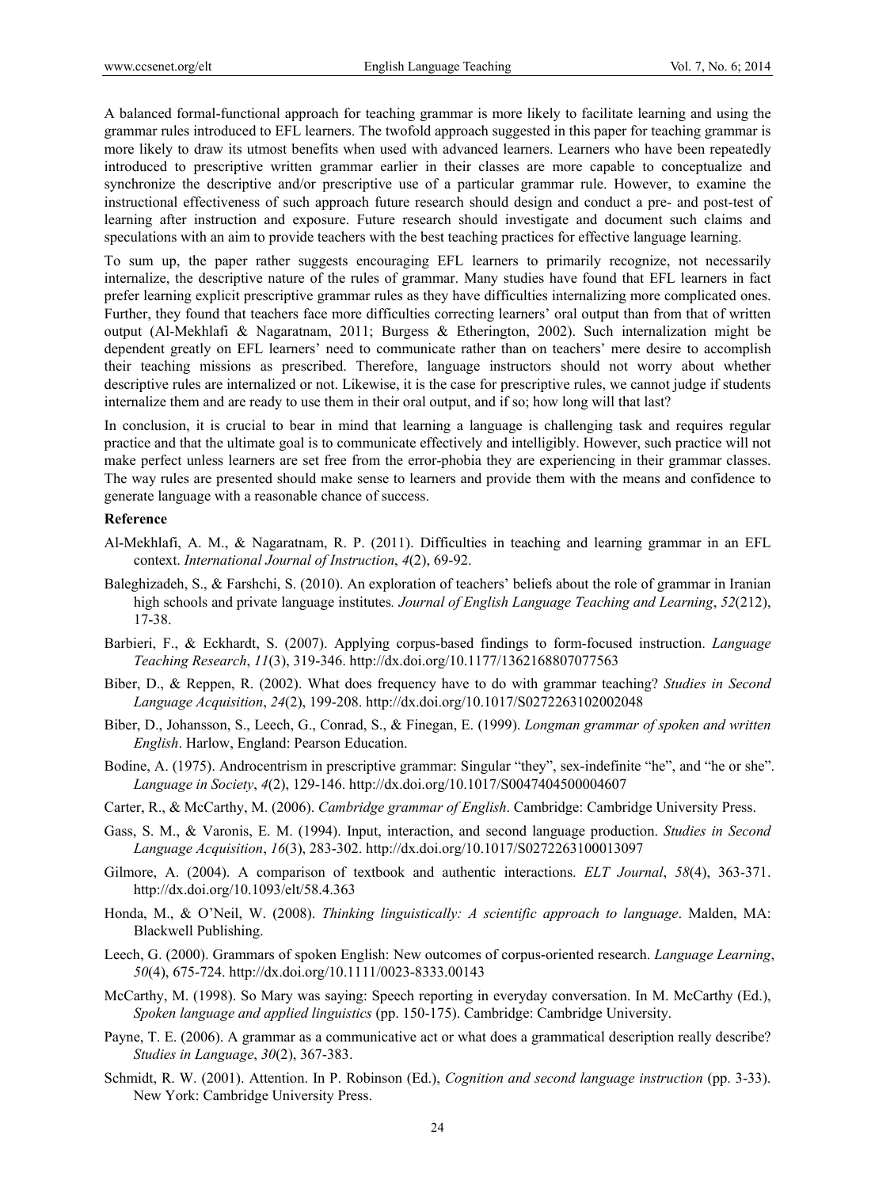A balanced formal-functional approach for teaching grammar is more likely to facilitate learning and using the grammar rules introduced to EFL learners. The twofold approach suggested in this paper for teaching grammar is more likely to draw its utmost benefits when used with advanced learners. Learners who have been repeatedly introduced to prescriptive written grammar earlier in their classes are more capable to conceptualize and synchronize the descriptive and/or prescriptive use of a particular grammar rule. However, to examine the instructional effectiveness of such approach future research should design and conduct a pre- and post-test of learning after instruction and exposure. Future research should investigate and document such claims and speculations with an aim to provide teachers with the best teaching practices for effective language learning.

To sum up, the paper rather suggests encouraging EFL learners to primarily recognize, not necessarily internalize, the descriptive nature of the rules of grammar. Many studies have found that EFL learners in fact prefer learning explicit prescriptive grammar rules as they have difficulties internalizing more complicated ones. Further, they found that teachers face more difficulties correcting learners' oral output than from that of written output (Al-Mekhlafi & Nagaratnam, 2011; Burgess & Etherington, 2002). Such internalization might be dependent greatly on EFL learners' need to communicate rather than on teachers' mere desire to accomplish their teaching missions as prescribed. Therefore, language instructors should not worry about whether descriptive rules are internalized or not. Likewise, it is the case for prescriptive rules, we cannot judge if students internalize them and are ready to use them in their oral output, and if so; how long will that last?

In conclusion, it is crucial to bear in mind that learning a language is challenging task and requires regular practice and that the ultimate goal is to communicate effectively and intelligibly. However, such practice will not make perfect unless learners are set free from the error-phobia they are experiencing in their grammar classes. The way rules are presented should make sense to learners and provide them with the means and confidence to generate language with a reasonable chance of success.

## Reference

Al-Mekhlafi, A. M., & Nagaratnam, R. P. (2011). Difficulties in teaching and learning grammar in an EFL context. *International Journal of Instruction*, *4*(2), 69-92.

Baleghizadeh, S., & Farshchi, S. (2010). An exploration of teachers' beliefs about the role of grammar in Iranian high schools and private language institutes. *Journal of English Language Teaching and Learning*, *52*(212), 17-38.

Barbieri, F., & Eckhardt, S. (2007). Applying corpus-based findings to form-focused instruction. *Language Teaching Research*, *11*(3), 319-346. http://dx.doi.org/10.1177/1362168807077563

Biber, D., & Reppen, R. (2002). What does frequency have to do with grammar teaching? *Studies in Second Language Acquisition*, *24*(2), 199-208. http://dx.doi.org/10.1017/S0272263102002048

Biber, D., Johansson, S., Leech, G., Conrad, S., & Finegan, E. (1999). *Longman grammar of spoken and written English*. Harlow, England: Pearson Education.

Bodine, A. (1975). Androcentrism in prescriptive grammar: Singular "they", sex-indefinite "he", and "he or she". *Language in Society*, *4*(2), 129-146. http://dx.doi.org/10.1017/S0047404500004607

Carter, R., & McCarthy, M. (2006). *Cambridge grammar of English*. Cambridge: Cambridge University Press.

Gass, S. M., & Varonis, E. M. (1994). Input, interaction, and second language production. *Studies in Second Language Acquisition*, *16*(3), 283-302. http://dx.doi.org/10.1017/S0272263100013097

Gilmore, A. (2004). A comparison of textbook and authentic interactions. *ELT Journal*, *58*(4), 363-371. http://dx.doi.org/10.1093/elt/58.4.363

Honda, M., & O'Neil, W. (2008). *Thinking linguistically: A scientific approach to language*. Malden, MA: Blackwell Publishing.

Leech, G. (2000). Grammars of spoken English: New outcomes of corpus-oriented research. *Language Learning*, *50*(4), 675-724. http://dx.doi.org/10.1111/0023-8333.00143

McCarthy, M. (1998). So Mary was saying: Speech reporting in everyday conversation. In M. McCarthy (Ed.), *Spoken language and applied linguistics* (pp. 150-175). Cambridge: Cambridge University.

Payne, T. E. (2006). A grammar as a communicative act or what does a grammatical description really describe? *Studies in Language*, *30*(2), 367-383.

Schmidt, R. W. (2001). Attention. In P. Robinson (Ed.), *Cognition and second language instruction* (pp. 3-33). New York: Cambridge University Press.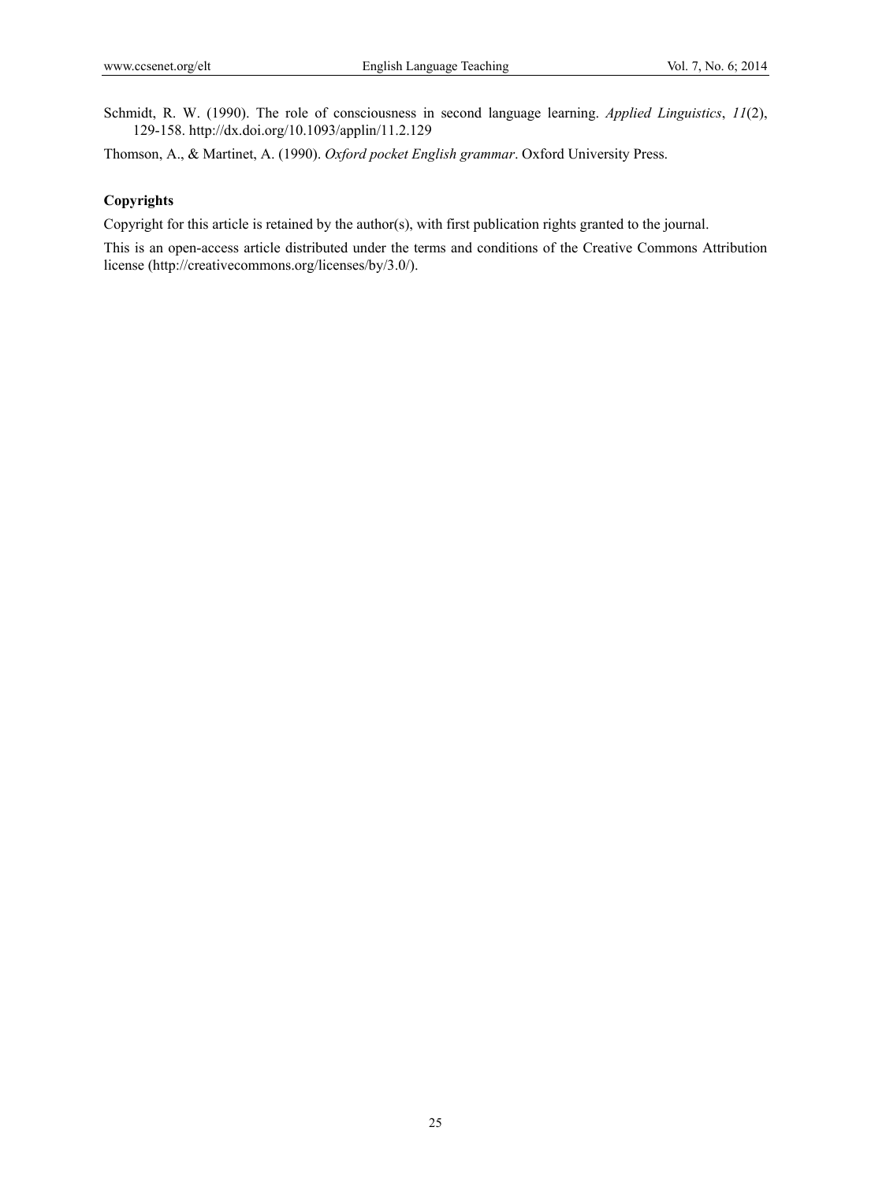Schmidt, R. W. (1990). The role of consciousness in second language learning. *Applied Linguistics*, *11*(2), 129-158. http://dx.doi.org/10.1093/applin/11.2.129

Thomson, A., & Martinet, A. (1990). *Oxford pocket English grammar*. Oxford University Press.

**Copyrights**

Copyright for this article is retained by the author(s), with first publication rights granted to the journal.

This is an open-access article distributed under the terms and conditions of the Creative Commons Attribution license (http://creativecommons.org/licenses/by/3.0/).